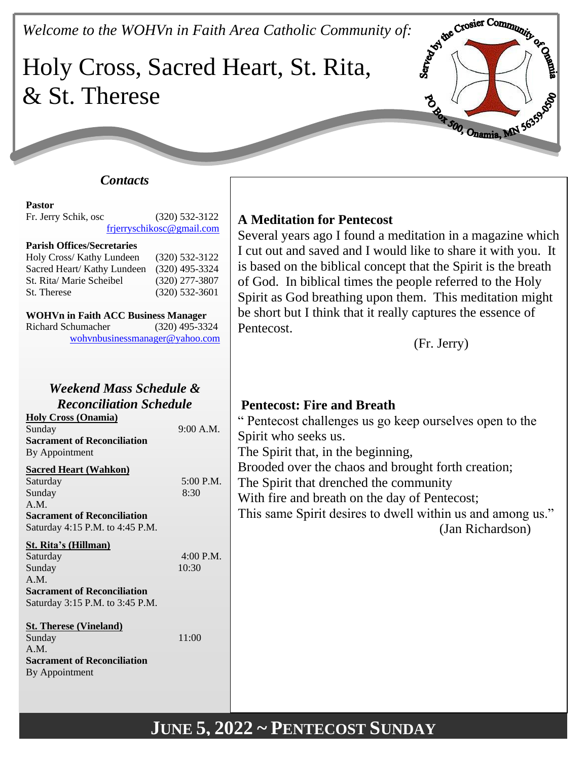*Welcome to the WOHVn in Faith Area Catholic Community of:*

# Holy Cross, Sacred Heart, St. Rita, & St. Therese

Served by the Crosier Community of Onamia
PO Box 500, Onamia, MN 56359-0500

## *Contacts*

**Pastor**
Fr. Jerry Schik, osc (320) 532-3122
frjerryschikosc@gmail.com

**Parish Offices/Secretaries**
Holy Cross/ Kathy Lundeen (320) 532-3122
Sacred Heart/ Kathy Lundeen (320) 495-3324
St. Rita/ Marie Scheibel (320) 277-3807
St. Therese (320) 532-3601

**WOHVn in Faith ACC Business Manager**
Richard Schumacher (320) 495-3324
wohvnbusinessmanager@yahoo.com

## *Weekend Mass Schedule & Reconciliation Schedule*

**Holy Cross (Onamia)**
Sunday 9:00 A.M.
**Sacrament of Reconciliation**
By Appointment

**Sacred Heart (Wahkon)**
Saturday 5:00 P.M.
Sunday 8:30 A.M.
**Sacrament of Reconciliation**
Saturday 4:15 P.M. to 4:45 P.M.

**St. Rita's (Hillman)**
Saturday 4:00 P.M.
Sunday 10:30 A.M.
**Sacrament of Reconciliation**
Saturday 3:15 P.M. to 3:45 P.M.

**St. Therese (Vineland)**
Sunday 11:00 A.M.
**Sacrament of Reconciliation**
By Appointment

## A Meditation for Pentecost

Several years ago I found a meditation in a magazine which I cut out and saved and I would like to share it with you. It is based on the biblical concept that the Spirit is the breath of God. In biblical times the people referred to the Holy Spirit as God breathing upon them. This meditation might be short but I think that it really captures the essence of Pentecost.

(Fr. Jerry)

## Pentecost: Fire and Breath

" Pentecost challenges us go keep ourselves open to the Spirit who seeks us.
The Spirit that, in the beginning,
Brooded over the chaos and brought forth creation;
The Spirit that drenched the community
With fire and breath on the day of Pentecost;
This same Spirit desires to dwell within us and among us."

(Jan Richardson)

**JUNE 5, 2022 ~ PENTECOST SUNDAY**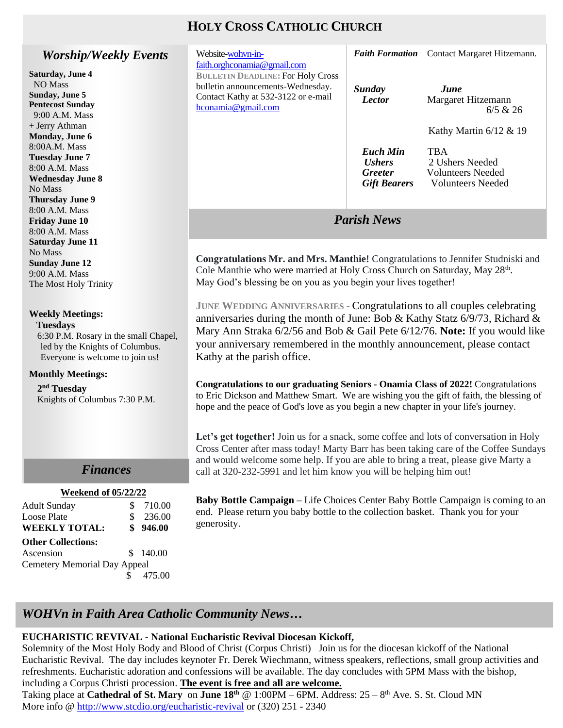# HOLY CROSS CATHOLIC CHURCH

## *Worship/Weekly Events*

**Saturday, June 4**
NO Mass
**Sunday, June 5**
**Pentecost Sunday**
9:00 A.M. Mass
+ Jerry Athman
**Monday, June 6**
8:00A.M. Mass
**Tuesday June 7**
8:00 A.M. Mass
**Wednesday June 8**
No Mass
**Thursday June 9**
8:00 A.M. Mass
**Friday June 10**
8:00 A.M. Mass
**Saturday June 11**
No Mass
**Sunday June 12**
9:00 A.M. Mass
The Most Holy Trinity

**Weekly Meetings:**
**Tuesdays**
6:30 P.M. Rosary in the small Chapel, led by the Knights of Columbus. Everyone is welcome to join us!

**Monthly Meetings:**
**2nd Tuesday**
Knights of Columbus 7:30 P.M.

## *Finances*

**Weekend of 05/22/22**

| | |
|---|---|
| Adult Sunday | $ 710.00 |
| Loose Plate | $ 236.00 |
| **WEEKLY TOTAL:** | **$ 946.00** |
| **Other Collections:** | |
| Ascension | $ 140.00 |
| Cemetery Memorial Day Appeal | $ 475.00 |

Website-wohvn-in-faith.orghconamia@gmail.com
**BULLETIN DEADLINE:** For Holy Cross bulletin announcements-Wednesday. Contact Kathy at 532-3122 or e-mail hconamia@gmail.com

***Faith Formation*** Contact Margaret Hitzemann.

| ***Sunday Lector*** | ***June*** |
|---|---|
| | Margaret Hitzemann 6/5 & 26 |
| | Kathy Martin 6/12 & 19 |
| ***Euch Min*** | TBA |
| ***Ushers*** | 2 Ushers Needed |
| ***Greeter*** | Volunteers Needed |
| ***Gift Bearers*** | Volunteers Needed |

## *Parish News*

**Congratulations Mr. and Mrs. Manthie!** Congratulations to Jennifer Studniski and Cole Manthie who were married at Holy Cross Church on Saturday, May 28th. May God's blessing be on you as you begin your lives together!

**JUNE WEDDING ANNIVERSARIES -** Congratulations to all couples celebrating anniversaries during the month of June: Bob & Kathy Statz 6/9/73, Richard & Mary Ann Straka 6/2/56 and Bob & Gail Pete 6/12/76. **Note:** If you would like your anniversary remembered in the monthly announcement, please contact Kathy at the parish office.

**Congratulations to our graduating Seniors - Onamia Class of 2022!** Congratulations to Eric Dickson and Matthew Smart. We are wishing you the gift of faith, the blessing of hope and the peace of God's love as you begin a new chapter in your life's journey.

**Let's get together!** Join us for a snack, some coffee and lots of conversation in Holy Cross Center after mass today! Marty Barr has been taking care of the Coffee Sundays and would welcome some help. If you are able to bring a treat, please give Marty a call at 320-232-5991 and let him know you will be helping him out!

**Baby Bottle Campaign –** Life Choices Center Baby Bottle Campaign is coming to an end. Please return you baby bottle to the collection basket. Thank you for your generosity.

## *WOHVn in Faith Area Catholic Community News…*

**EUCHARISTIC REVIVAL - National Eucharistic Revival Diocesan Kickoff,**
Solemnity of the Most Holy Body and Blood of Christ (Corpus Christi) Join us for the diocesan kickoff of the National Eucharistic Revival. The day includes keynoter Fr. Derek Wiechmann, witness speakers, reflections, small group activities and refreshments. Eucharistic adoration and confessions will be available. The day concludes with 5PM Mass with the bishop, including a Corpus Christi procession. **The event is free and all are welcome.**
Taking place at **Cathedral of St. Mary** on **June 18th** @ 1:00PM – 6PM. Address: 25 – 8th Ave. S. St. Cloud MN
More info @ http://www.stcdio.org/eucharistic-revival or (320) 251 - 2340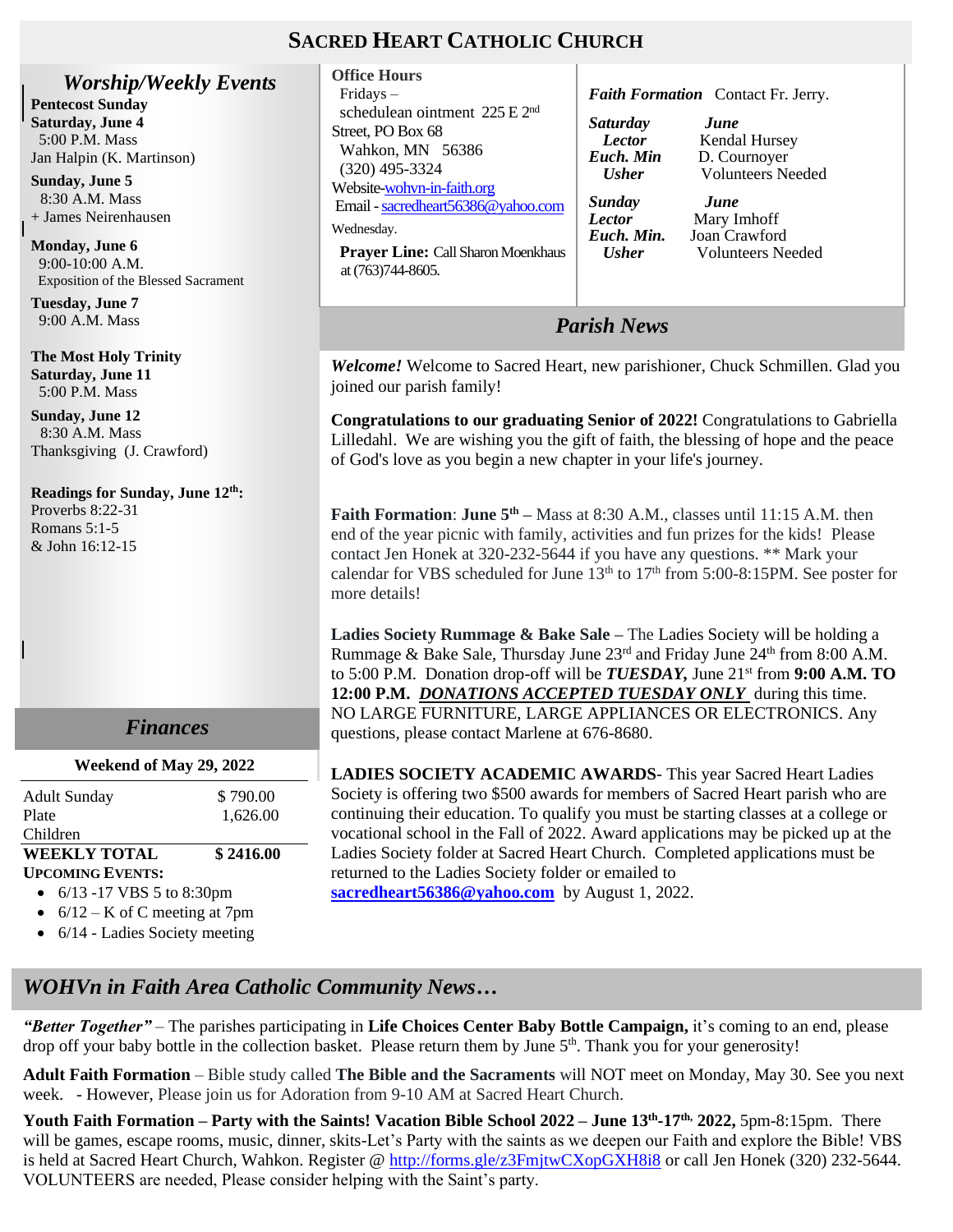# SACRED HEART CATHOLIC CHURCH

## *Worship/Weekly Events*

**Pentecost Sunday**
**Saturday, June 4**
5:00 P.M. Mass
Jan Halpin (K. Martinson)

**Sunday, June 5**
8:30 A.M. Mass
+ James Neirenhausen

**Monday, June 6**
9:00-10:00 A.M.
Exposition of the Blessed Sacrament

**Tuesday, June 7**
9:00 A.M. Mass

**The Most Holy Trinity**
**Saturday, June 11**
5:00 P.M. Mass

**Sunday, June 12**
8:30 A.M. Mass
Thanksgiving (J. Crawford)

**Readings for Sunday, June 12th:**
Proverbs 8:22-31
Romans 5:1-5
& John 16:12-15

## *Finances*

**Weekend of May 29, 2022**

| | |
|---|---|
| Adult Sunday | $ 790.00 |
| Plate | 1,626.00 |
| Children | |
| **WEEKLY TOTAL** | **$ 2416.00** |

**UPCOMING EVENTS:**

- 6/13 -17 VBS 5 to 8:30pm
- 6/12 – K of C meeting at 7pm
- 6/14 - Ladies Society meeting

**Office Hours**
Fridays –
schedulean ointment 225 E 2nd Street, PO Box 68
Wahkon, MN 56386
(320) 495-3324
Website-wohvn-in-faith.org
Email - sacredheart56386@yahoo.com
Wednesday.

**Prayer Line:** Call Sharon Moenkhaus at (763)744-8605.

***Faith Formation*** Contact Fr. Jerry.

| ***Saturday*** | ***June*** |
|---|---|
| ***Lector*** | Kendal Hursey |
| ***Euch. Min*** | D. Cournoyer |
| ***Usher*** | Volunteers Needed |
| ***Sunday*** | ***June*** |
| ***Lector*** | Mary Imhoff |
| ***Euch. Min.*** | Joan Crawford |
| ***Usher*** | Volunteers Needed |

## *Parish News*

***Welcome!*** Welcome to Sacred Heart, new parishioner, Chuck Schmillen. Glad you joined our parish family!

**Congratulations to our graduating Senior of 2022!** Congratulations to Gabriella Lilledahl. We are wishing you the gift of faith, the blessing of hope and the peace of God's love as you begin a new chapter in your life's journey.

**Faith Formation**: **June 5th** – Mass at 8:30 A.M., classes until 11:15 A.M. then end of the year picnic with family, activities and fun prizes for the kids! Please contact Jen Honek at 320-232-5644 if you have any questions. ** Mark your calendar for VBS scheduled for June 13th to 17th from 5:00-8:15PM. See poster for more details!

**Ladies Society Rummage & Bake Sale** – The Ladies Society will be holding a Rummage & Bake Sale, Thursday June 23rd and Friday June 24th from 8:00 A.M. to 5:00 P.M. Donation drop-off will be ***TUESDAY,*** June 21st from **9:00 A.M. TO 12:00 P.M.** ***DONATIONS ACCEPTED TUESDAY ONLY*** during this time. NO LARGE FURNITURE, LARGE APPLIANCES OR ELECTRONICS. Any questions, please contact Marlene at 676-8680.

**LADIES SOCIETY ACADEMIC AWARDS**- This year Sacred Heart Ladies Society is offering two $500 awards for members of Sacred Heart parish who are continuing their education. To qualify you must be starting classes at a college or vocational school in the Fall of 2022. Award applications may be picked up at the Ladies Society folder at Sacred Heart Church. Completed applications must be returned to the Ladies Society folder or emailed to **sacredheart56386@yahoo.com** by August 1, 2022.

## *WOHVn in Faith Area Catholic Community News…*

***"Better Together"*** – The parishes participating in **Life Choices Center Baby Bottle Campaign,** it's coming to an end, please drop off your baby bottle in the collection basket. Please return them by June 5th. Thank you for your generosity!

**Adult Faith Formation** – Bible study called **The Bible and the Sacraments** will NOT meet on Monday, May 30. See you next week. - However, Please join us for Adoration from 9-10 AM at Sacred Heart Church.

**Youth Faith Formation – Party with the Saints! Vacation Bible School 2022 – June 13th-17th, 2022,** 5pm-8:15pm. There will be games, escape rooms, music, dinner, skits-Let's Party with the saints as we deepen our Faith and explore the Bible! VBS is held at Sacred Heart Church, Wahkon. Register @ http://forms.gle/z3FmjtwCXopGXH8i8 or call Jen Honek (320) 232-5644. VOLUNTEERS are needed, Please consider helping with the Saint's party.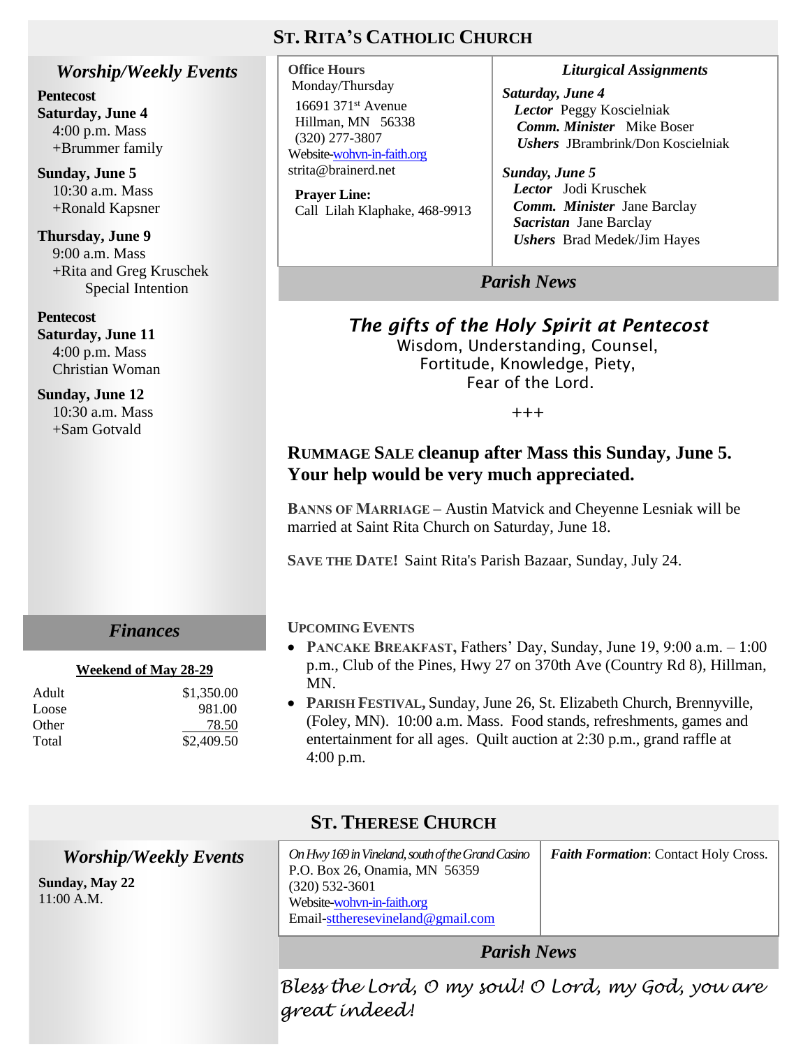# St. Rita's Catholic Church

## *Worship/Weekly Events*

**Pentecost**
**Saturday, June 4**
4:00 p.m. Mass
+Brummer family

**Sunday, June 5**
10:30 a.m. Mass
+Ronald Kapsner

**Thursday, June 9**
9:00 a.m. Mass
+Rita and Greg Kruschek
Special Intention

**Pentecost**
**Saturday, June 11**
4:00 p.m. Mass
Christian Woman

**Sunday, June 12**
10:30 a.m. Mass
+Sam Gotvald

**Office Hours**
Monday/Thursday
16691 371st Avenue
Hillman, MN 56338
(320) 277-3807
Website-wohvn-in-faith.org
strita@brainerd.net

**Prayer Line:**
Call Lilah Klaphake, 468-9913

### *Liturgical Assignments*

***Saturday, June 4***
***Lector*** Peggy Koscielniak
***Comm. Minister*** Mike Boser
***Ushers*** JBrambrink/Don Koscielniak

***Sunday, June 5***
***Lector*** Jodi Kruschek
***Comm. Minister*** Jane Barclay
***Sacristan*** Jane Barclay
***Ushers*** Brad Medek/Jim Hayes

## *Parish News*

***The gifts of the Holy Spirit at Pentecost***
Wisdom, Understanding, Counsel,
Fortitude, Knowledge, Piety,
Fear of the Lord.

+++

**RUMMAGE SALE cleanup after Mass this Sunday, June 5. Your help would be very much appreciated.**

**BANNS OF MARRIAGE** – Austin Matvick and Cheyenne Lesniak will be married at Saint Rita Church on Saturday, June 18.

**SAVE THE DATE!** Saint Rita's Parish Bazaar, Sunday, July 24.

**UPCOMING EVENTS**

- **PANCAKE BREAKFAST,** Fathers' Day, Sunday, June 19, 9:00 a.m. – 1:00 p.m., Club of the Pines, Hwy 27 on 370th Ave (Country Rd 8), Hillman, MN.
- **PARISH FESTIVAL,** Sunday, June 26, St. Elizabeth Church, Brennyville, (Foley, MN). 10:00 a.m. Mass. Food stands, refreshments, games and entertainment for all ages. Quilt auction at 2:30 p.m., grand raffle at 4:00 p.m.

## *Finances*

**Weekend of May 28-29**

| | |
|---|---|
| Adult | $1,350.00 |
| Loose | 981.00 |
| Other | 78.50 |
| Total | $2,409.50 |

# St. Therese Church

## *Worship/Weekly Events*

**Sunday, May 22**
11:00 A.M.

*On Hwy 169 in Vineland, south of the Grand Casino*
P.O. Box 26, Onamia, MN 56359
(320) 532-3601
Website-wohvn-in-faith.org
Email-sttheresevineland@gmail.com

***Faith Formation***: Contact Holy Cross.

## *Parish News*

*Bless the Lord, O my soul! O Lord, my God, you are great indeed!*